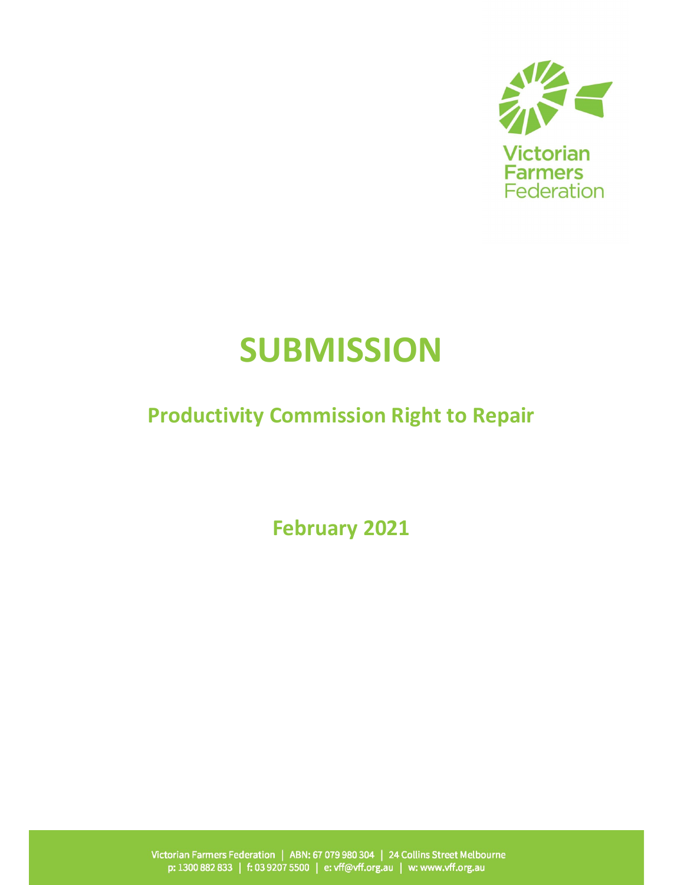Victorian Farmers Federation

# SUBMISSION

## Productivity Commission Right to Repair

**February 2021**

Victorian Farmers Federation | ABN: 67 079 980 304 | 24 Collins Street Melbourne
p: 1300 882 833 | f: 03 9207 5500 | e: vff@vff.org.au | w: www.vff.org.au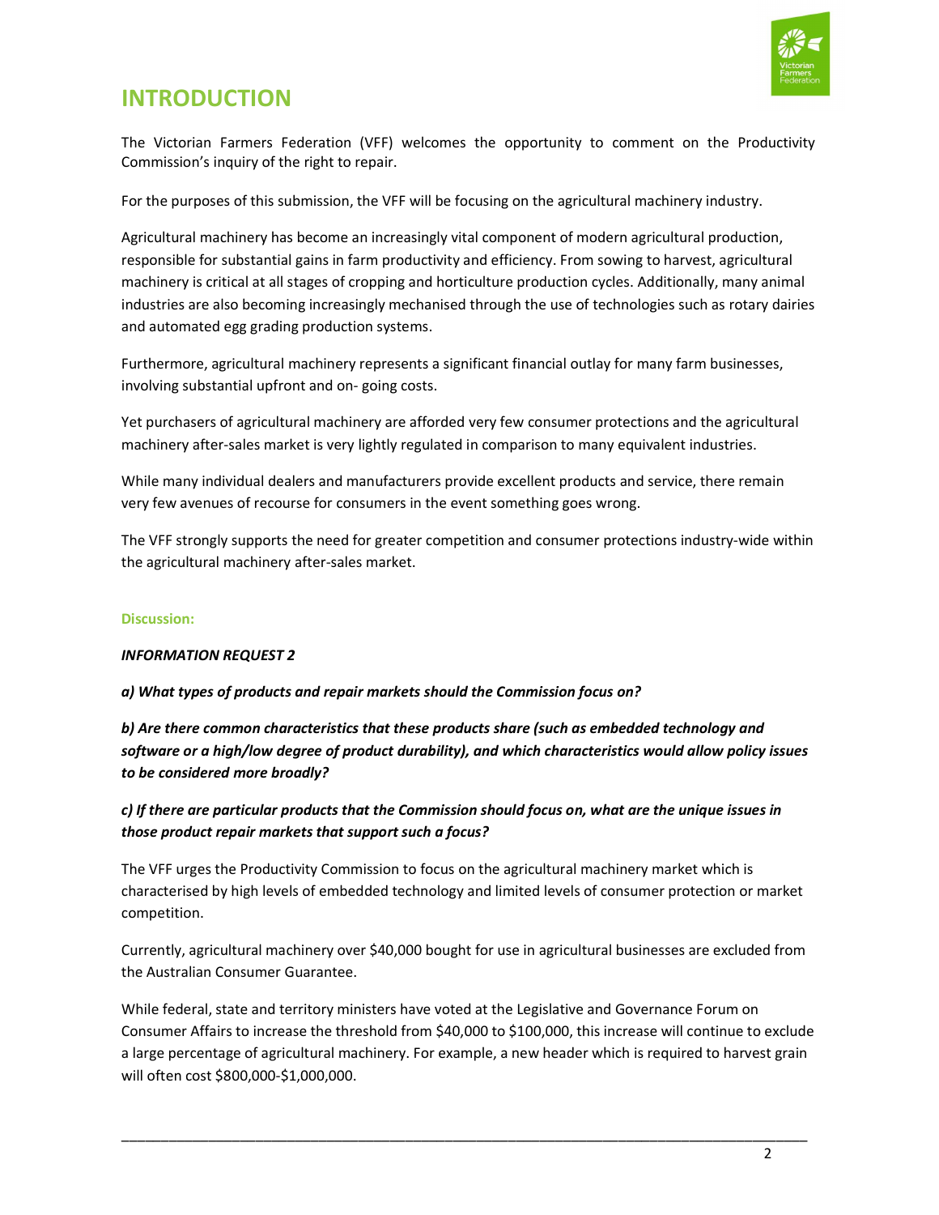# INTRODUCTION

The Victorian Farmers Federation (VFF) welcomes the opportunity to comment on the Productivity Commission's inquiry of the right to repair.

For the purposes of this submission, the VFF will be focusing on the agricultural machinery industry.

Agricultural machinery has become an increasingly vital component of modern agricultural production, responsible for substantial gains in farm productivity and efficiency. From sowing to harvest, agricultural machinery is critical at all stages of cropping and horticulture production cycles. Additionally, many animal industries are also becoming increasingly mechanised through the use of technologies such as rotary dairies and automated egg grading production systems.

Furthermore, agricultural machinery represents a significant financial outlay for many farm businesses, involving substantial upfront and on- going costs.

Yet purchasers of agricultural machinery are afforded very few consumer protections and the agricultural machinery after-sales market is very lightly regulated in comparison to many equivalent industries.

While many individual dealers and manufacturers provide excellent products and service, there remain very few avenues of recourse for consumers in the event something goes wrong.

The VFF strongly supports the need for greater competition and consumer protections industry-wide within the agricultural machinery after-sales market.

### Discussion:

***INFORMATION REQUEST 2***

***a) What types of products and repair markets should the Commission focus on?***

***b) Are there common characteristics that these products share (such as embedded technology and software or a high/low degree of product durability), and which characteristics would allow policy issues to be considered more broadly?***

***c) If there are particular products that the Commission should focus on, what are the unique issues in those product repair markets that support such a focus?***

The VFF urges the Productivity Commission to focus on the agricultural machinery market which is characterised by high levels of embedded technology and limited levels of consumer protection or market competition.

Currently, agricultural machinery over $40,000 bought for use in agricultural businesses are excluded from the Australian Consumer Guarantee.

While federal, state and territory ministers have voted at the Legislative and Governance Forum on Consumer Affairs to increase the threshold from $40,000 to $100,000, this increase will continue to exclude a large percentage of agricultural machinery. For example, a new header which is required to harvest grain will often cost $800,000-$1,000,000.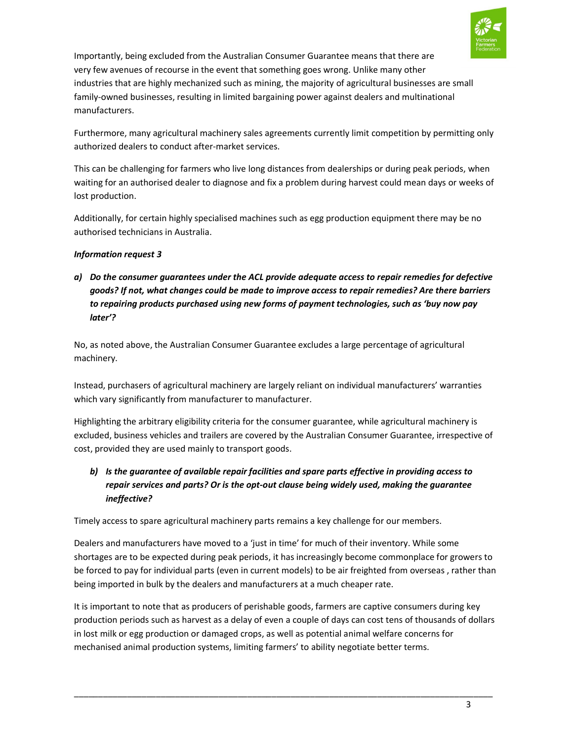Importantly, being excluded from the Australian Consumer Guarantee means that there are very few avenues of recourse in the event that something goes wrong. Unlike many other industries that are highly mechanized such as mining, the majority of agricultural businesses are small family-owned businesses, resulting in limited bargaining power against dealers and multinational manufacturers.

Furthermore, many agricultural machinery sales agreements currently limit competition by permitting only authorized dealers to conduct after-market services.

This can be challenging for farmers who live long distances from dealerships or during peak periods, when waiting for an authorised dealer to diagnose and fix a problem during harvest could mean days or weeks of lost production.

Additionally, for certain highly specialised machines such as egg production equipment there may be no authorised technicians in Australia.

***Information request 3***

a) ***Do the consumer guarantees under the ACL provide adequate access to repair remedies for defective goods? If not, what changes could be made to improve access to repair remedies? Are there barriers to repairing products purchased using new forms of payment technologies, such as 'buy now pay later'?***

No, as noted above, the Australian Consumer Guarantee excludes a large percentage of agricultural machinery.

Instead, purchasers of agricultural machinery are largely reliant on individual manufacturers' warranties which vary significantly from manufacturer to manufacturer.

Highlighting the arbitrary eligibility criteria for the consumer guarantee, while agricultural machinery is excluded, business vehicles and trailers are covered by the Australian Consumer Guarantee, irrespective of cost, provided they are used mainly to transport goods.

b) ***Is the guarantee of available repair facilities and spare parts effective in providing access to repair services and parts? Or is the opt-out clause being widely used, making the guarantee ineffective?***

Timely access to spare agricultural machinery parts remains a key challenge for our members.

Dealers and manufacturers have moved to a 'just in time' for much of their inventory. While some shortages are to be expected during peak periods, it has increasingly become commonplace for growers to be forced to pay for individual parts (even in current models) to be air freighted from overseas , rather than being imported in bulk by the dealers and manufacturers at a much cheaper rate.

It is important to note that as producers of perishable goods, farmers are captive consumers during key production periods such as harvest as a delay of even a couple of days can cost tens of thousands of dollars in lost milk or egg production or damaged crops, as well as potential animal welfare concerns for mechanised animal production systems, limiting farmers' to ability negotiate better terms.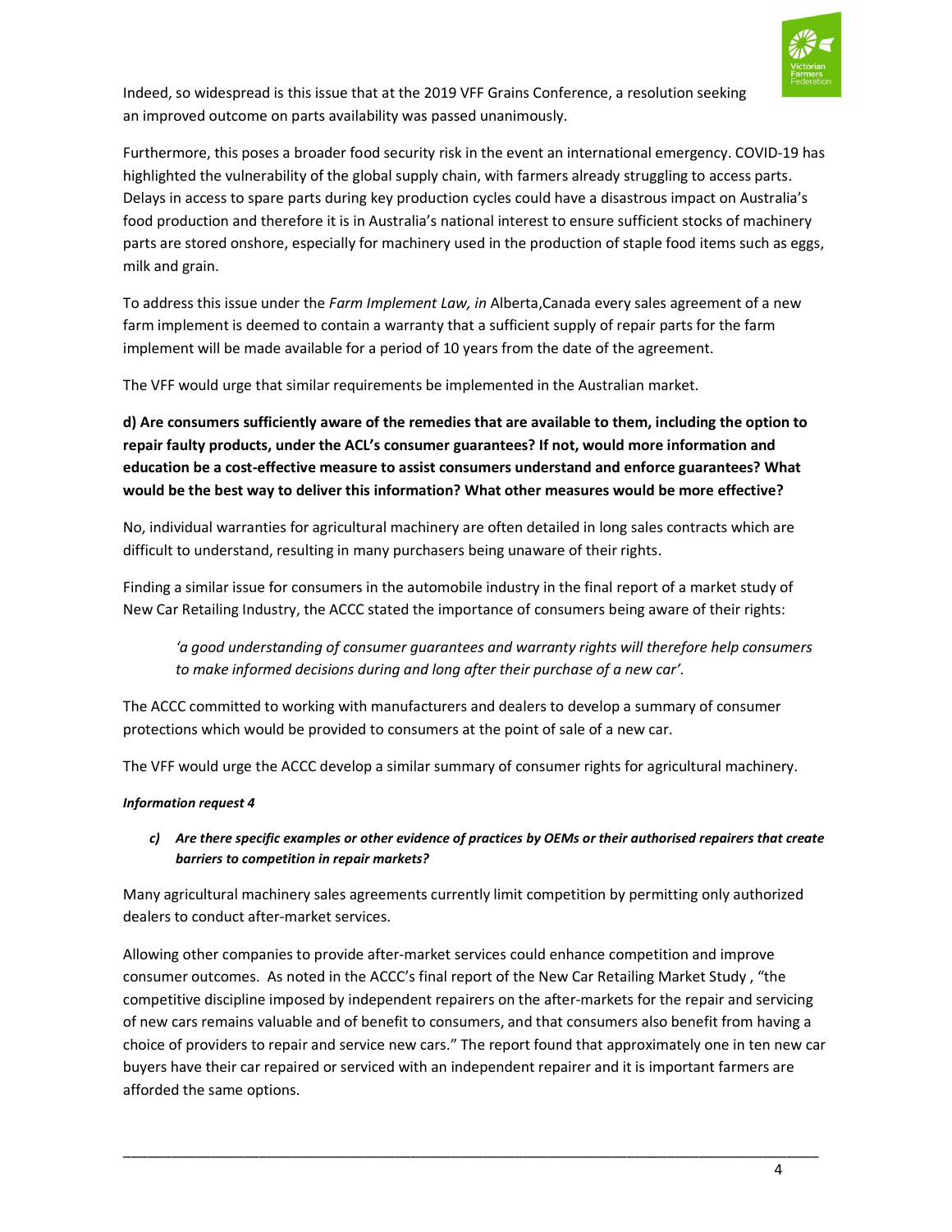Indeed, so widespread is this issue that at the 2019 VFF Grains Conference, a resolution seeking an improved outcome on parts availability was passed unanimously.

Furthermore, this poses a broader food security risk in the event an international emergency. COVID-19 has highlighted the vulnerability of the global supply chain, with farmers already struggling to access parts. Delays in access to spare parts during key production cycles could have a disastrous impact on Australia's food production and therefore it is in Australia's national interest to ensure sufficient stocks of machinery parts are stored onshore, especially for machinery used in the production of staple food items such as eggs, milk and grain.

To address this issue under the *Farm Implement Law, in* Alberta,Canada every sales agreement of a new farm implement is deemed to contain a warranty that a sufficient supply of repair parts for the farm implement will be made available for a period of 10 years from the date of the agreement.

The VFF would urge that similar requirements be implemented in the Australian market.

**d) Are consumers sufficiently aware of the remedies that are available to them, including the option to repair faulty products, under the ACL's consumer guarantees? If not, would more information and education be a cost-effective measure to assist consumers understand and enforce guarantees? What would be the best way to deliver this information? What other measures would be more effective?**

No, individual warranties for agricultural machinery are often detailed in long sales contracts which are difficult to understand, resulting in many purchasers being unaware of their rights.

Finding a similar issue for consumers in the automobile industry in the final report of a market study of New Car Retailing Industry, the ACCC stated the importance of consumers being aware of their rights:

> *'a good understanding of consumer guarantees and warranty rights will therefore help consumers to make informed decisions during and long after their purchase of a new car'.*

The ACCC committed to working with manufacturers and dealers to develop a summary of consumer protections which would be provided to consumers at the point of sale of a new car.

The VFF would urge the ACCC develop a similar summary of consumer rights for agricultural machinery.

***Information request 4***

*c) **Are there specific examples or other evidence of practices by OEMs or their authorised repairers that create barriers to competition in repair markets?***

Many agricultural machinery sales agreements currently limit competition by permitting only authorized dealers to conduct after-market services.

Allowing other companies to provide after-market services could enhance competition and improve consumer outcomes. As noted in the ACCC's final report of the New Car Retailing Market Study , "the competitive discipline imposed by independent repairers on the after-markets for the repair and servicing of new cars remains valuable and of benefit to consumers, and that consumers also benefit from having a choice of providers to repair and service new cars." The report found that approximately one in ten new car buyers have their car repaired or serviced with an independent repairer and it is important farmers are afforded the same options.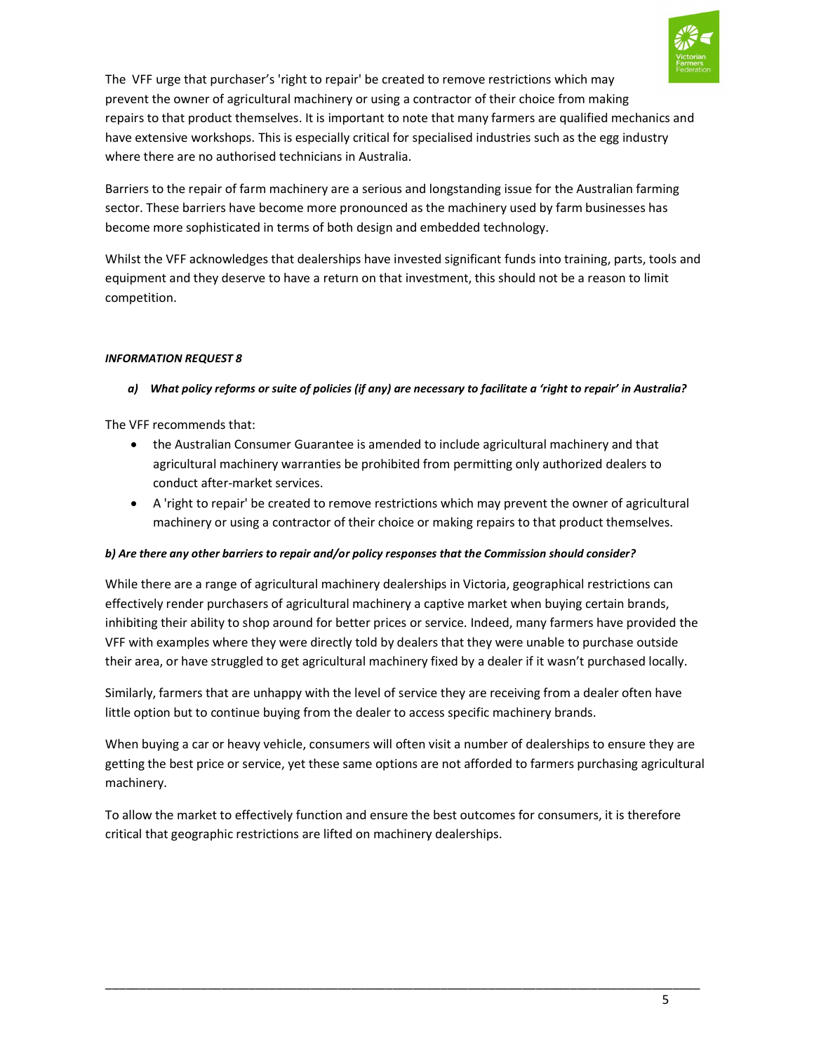The VFF urge that purchaser's 'right to repair' be created to remove restrictions which may prevent the owner of agricultural machinery or using a contractor of their choice from making repairs to that product themselves. It is important to note that many farmers are qualified mechanics and have extensive workshops. This is especially critical for specialised industries such as the egg industry where there are no authorised technicians in Australia.

Barriers to the repair of farm machinery are a serious and longstanding issue for the Australian farming sector. These barriers have become more pronounced as the machinery used by farm businesses has become more sophisticated in terms of both design and embedded technology.

Whilst the VFF acknowledges that dealerships have invested significant funds into training, parts, tools and equipment and they deserve to have a return on that investment, this should not be a reason to limit competition.

***INFORMATION REQUEST 8***

***a) What policy reforms or suite of policies (if any) are necessary to facilitate a 'right to repair' in Australia?***

The VFF recommends that:

- the Australian Consumer Guarantee is amended to include agricultural machinery and that agricultural machinery warranties be prohibited from permitting only authorized dealers to conduct after-market services.
- A 'right to repair' be created to remove restrictions which may prevent the owner of agricultural machinery or using a contractor of their choice or making repairs to that product themselves.

***b) Are there any other barriers to repair and/or policy responses that the Commission should consider?***

While there are a range of agricultural machinery dealerships in Victoria, geographical restrictions can effectively render purchasers of agricultural machinery a captive market when buying certain brands, inhibiting their ability to shop around for better prices or service. Indeed, many farmers have provided the VFF with examples where they were directly told by dealers that they were unable to purchase outside their area, or have struggled to get agricultural machinery fixed by a dealer if it wasn't purchased locally.

Similarly, farmers that are unhappy with the level of service they are receiving from a dealer often have little option but to continue buying from the dealer to access specific machinery brands.

When buying a car or heavy vehicle, consumers will often visit a number of dealerships to ensure they are getting the best price or service, yet these same options are not afforded to farmers purchasing agricultural machinery.

To allow the market to effectively function and ensure the best outcomes for consumers, it is therefore critical that geographic restrictions are lifted on machinery dealerships.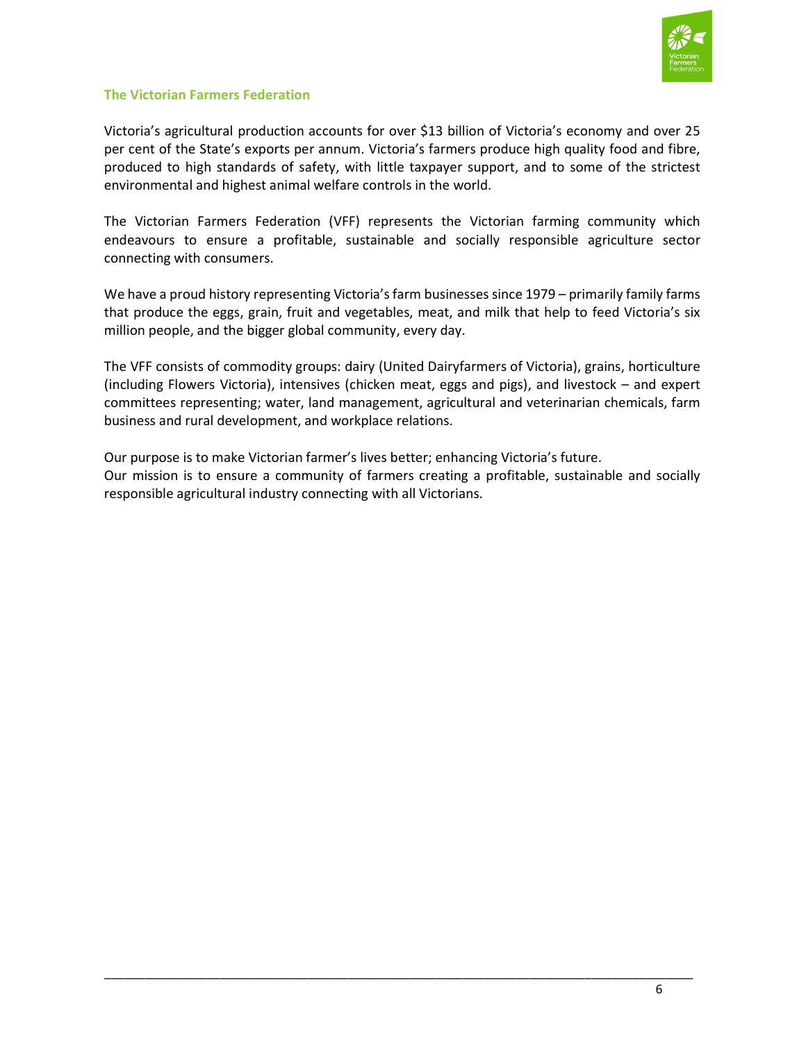## The Victorian Farmers Federation

Victoria's agricultural production accounts for over $13 billion of Victoria's economy and over 25 per cent of the State's exports per annum. Victoria's farmers produce high quality food and fibre, produced to high standards of safety, with little taxpayer support, and to some of the strictest environmental and highest animal welfare controls in the world.

The Victorian Farmers Federation (VFF) represents the Victorian farming community which endeavours to ensure a profitable, sustainable and socially responsible agriculture sector connecting with consumers.

We have a proud history representing Victoria's farm businesses since 1979 – primarily family farms that produce the eggs, grain, fruit and vegetables, meat, and milk that help to feed Victoria's six million people, and the bigger global community, every day.

The VFF consists of commodity groups: dairy (United Dairyfarmers of Victoria), grains, horticulture (including Flowers Victoria), intensives (chicken meat, eggs and pigs), and livestock – and expert committees representing; water, land management, agricultural and veterinarian chemicals, farm business and rural development, and workplace relations.

Our purpose is to make Victorian farmer's lives better; enhancing Victoria's future.
Our mission is to ensure a community of farmers creating a profitable, sustainable and socially responsible agricultural industry connecting with all Victorians.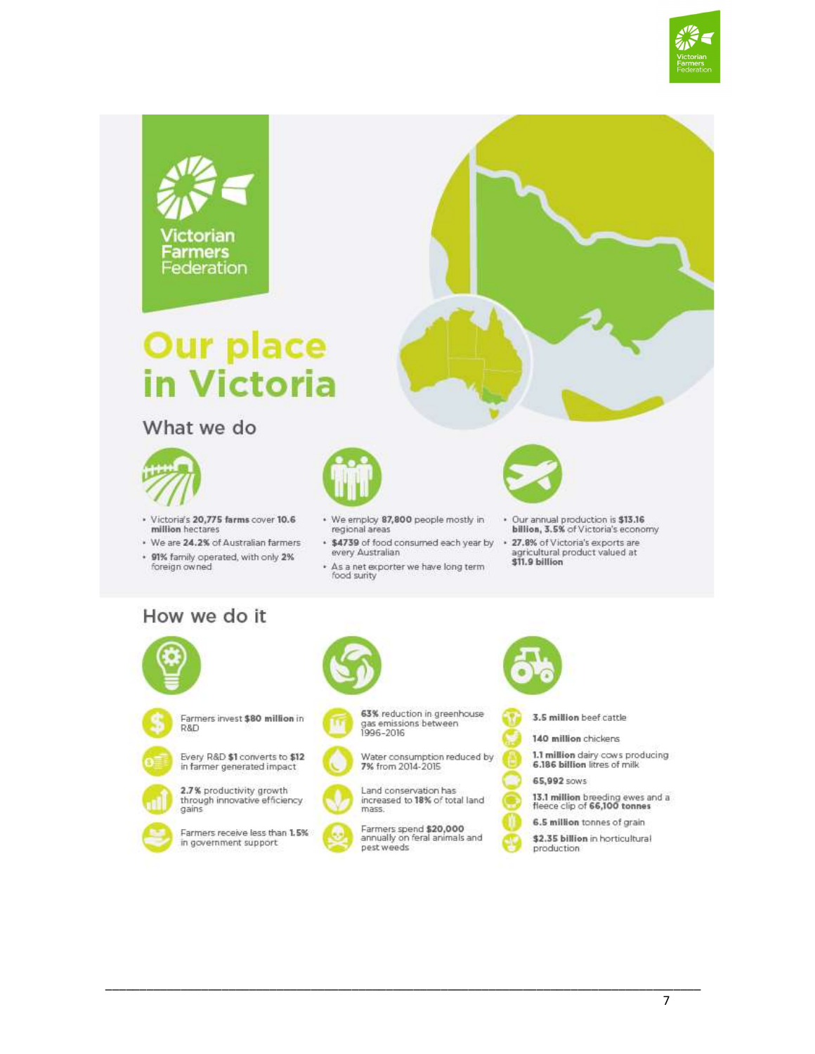Victorian Farmers Federation

# Our place in Victoria

## What we do

- Victoria's **20,775 farms** cover **10.6 million** hectares
- We are **24.2%** of Australian farmers
- **91%** family operated, with only **2%** foreign owned

- We employ **87,800** people mostly in regional areas
- **$4739** of food consumed each year by every Australian
- As a net exporter we have long term food surity

- Our annual production is **$13.16 billion, 3.5%** of Victoria's economy
- **27.8%** of Victoria's exports are agricultural product valued at **$11.9 billion**

## How we do it

Farmers invest **$80 million** in R&D

Every R&D **$1** converts to **$12** in farmer generated impact

**2.7%** productivity growth through innovative efficiency gains

Farmers receive less than **1.5%** in government support

**63%** reduction in greenhouse gas emissions between 1996-2016

Water consumption reduced by **7%** from 2014-2015

Land conservation has increased to **18%** of total land mass.

Farmers spend **$20,000** annually on feral animals and pest weeds

**3.5 million** beef cattle

**140 million** chickens

**1.1 million** dairy cows producing **6.186 billion** litres of milk

**65,992** sows

**13.1 million** breeding ewes and a fleece clip of **66,100 tonnes**

**6.5 million** tonnes of grain

**$2.35 billion** in horticultural production